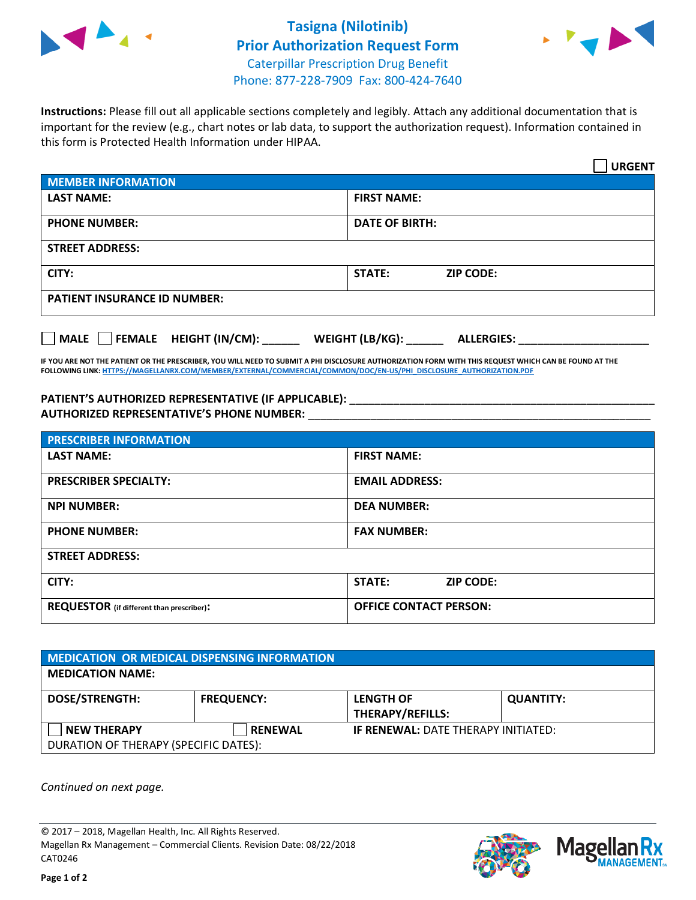# Tasigna (Nilotinib) Prior Authorization Request Form

Caterpillar Prescription Drug Benefit
Phone: 877-228-7909 Fax: 800-424-7640

**Instructions:** Please fill out all applicable sections completely and legibly. Attach any additional documentation that is important for the review (e.g., chart notes or lab data, to support the authorization request). Information contained in this form is Protected Health Information under HIPAA.

☐ **URGENT**

| MEMBER INFORMATION | |
|---|---|
| **LAST NAME:** | **FIRST NAME:** |
| **PHONE NUMBER:** | **DATE OF BIRTH:** |
| **STREET ADDRESS:** | |
| **CITY:** | **STATE:** **ZIP CODE:** |
| **PATIENT INSURANCE ID NUMBER:** | |

☐ **MALE** ☐ **FEMALE** **HEIGHT (IN/CM):** ______ **WEIGHT (LB/KG):** ______ **ALLERGIES:** ____________________

**IF YOU ARE NOT THE PATIENT OR THE PRESCRIBER, YOU WILL NEED TO SUBMIT A PHI DISCLOSURE AUTHORIZATION FORM WITH THIS REQUEST WHICH CAN BE FOUND AT THE FOLLOWING LINK:** HTTPS://MAGELLANRX.COM/MEMBER/EXTERNAL/COMMERCIAL/COMMON/DOC/EN-US/PHI_DISCLOSURE_AUTHORIZATION.PDF

**PATIENT'S AUTHORIZED REPRESENTATIVE (IF APPLICABLE):** ____________________
**AUTHORIZED REPRESENTATIVE'S PHONE NUMBER:** ____________________

| PRESCRIBER INFORMATION | |
|---|---|
| **LAST NAME:** | **FIRST NAME:** |
| **PRESCRIBER SPECIALTY:** | **EMAIL ADDRESS:** |
| **NPI NUMBER:** | **DEA NUMBER:** |
| **PHONE NUMBER:** | **FAX NUMBER:** |
| **STREET ADDRESS:** | |
| **CITY:** | **STATE:** **ZIP CODE:** |
| **REQUESTOR** (if different than prescriber)**:** | **OFFICE CONTACT PERSON:** |

| MEDICATION OR MEDICAL DISPENSING INFORMATION | | | |
|---|---|---|---|
| **MEDICATION NAME:** | | | |
| **DOSE/STRENGTH:** | **FREQUENCY:** | **LENGTH OF THERAPY/REFILLS:** | **QUANTITY:** |
| ☐ **NEW THERAPY** | ☐ **RENEWAL** | **IF RENEWAL:** DATE THERAPY INITIATED: | |
| DURATION OF THERAPY (SPECIFIC DATES): | | | |

*Continued on next page.*

© 2017 – 2018, Magellan Health, Inc. All Rights Reserved.
Magellan Rx Management – Commercial Clients. Revision Date: 08/22/2018
CAT0246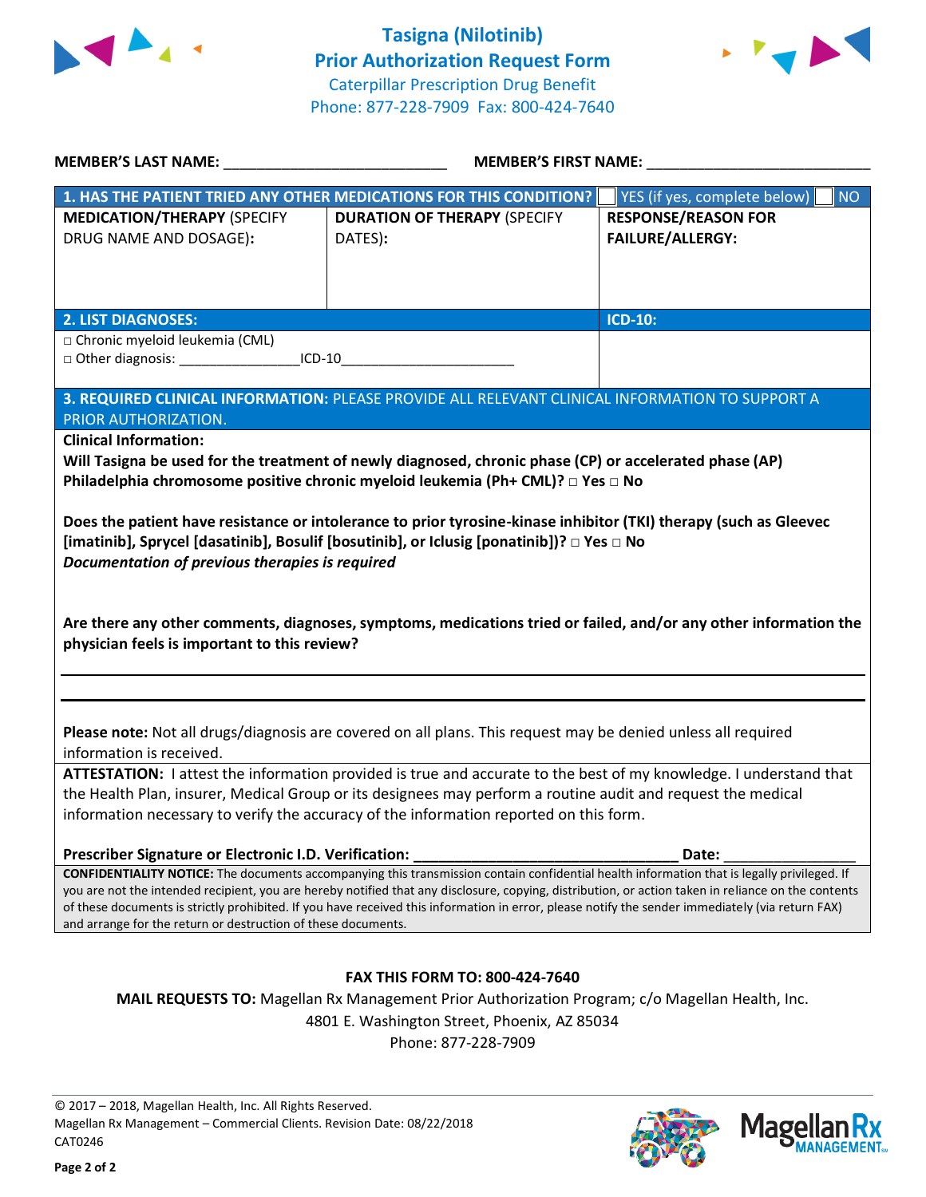# Tasigna (Nilotinib)
## Prior Authorization Request Form

Caterpillar Prescription Drug Benefit
Phone: 877-228-7909 Fax: 800-424-7640

**MEMBER'S LAST NAME:** ___________________________ **MEMBER'S FIRST NAME:** ___________________________

| **1. HAS THE PATIENT TRIED ANY OTHER MEDICATIONS FOR THIS CONDITION?** | | ☐ YES (if yes, complete below) ☐ NO |
|---|---|---|
| **MEDICATION/THERAPY** (SPECIFY DRUG NAME AND DOSAGE): | **DURATION OF THERAPY** (SPECIFY DATES): | **RESPONSE/REASON FOR FAILURE/ALLERGY:** |
| | | |

| **2. LIST DIAGNOSES:** | **ICD-10:** |
|---|---|
| □ Chronic myeloid leukemia (CML)<br>□ Other diagnosis: ________________ICD-10_______________________ | |

**3. REQUIRED CLINICAL INFORMATION:** PLEASE PROVIDE ALL RELEVANT CLINICAL INFORMATION TO SUPPORT A PRIOR AUTHORIZATION.

**Clinical Information:**

**Will Tasigna be used for the treatment of newly diagnosed, chronic phase (CP) or accelerated phase (AP) Philadelphia chromosome positive chronic myeloid leukemia (Ph+ CML)? □ Yes □ No**

**Does the patient have resistance or intolerance to prior tyrosine-kinase inhibitor (TKI) therapy (such as Gleevec [imatinib], Sprycel [dasatinib], Bosulif [bosutinib], or Iclusig [ponatinib])? □ Yes □ No**
***Documentation of previous therapies is required***

**Are there any other comments, diagnoses, symptoms, medications tried or failed, and/or any other information the physician feels is important to this review?**

_______________________________________________________________________________

_______________________________________________________________________________

**Please note:** Not all drugs/diagnosis are covered on all plans. This request may be denied unless all required information is received.

**ATTESTATION:** I attest the information provided is true and accurate to the best of my knowledge. I understand that the Health Plan, insurer, Medical Group or its designees may perform a routine audit and request the medical information necessary to verify the accuracy of the information reported on this form.

**Prescriber Signature or Electronic I.D. Verification:** _________________________________ **Date:** ________________

**CONFIDENTIALITY NOTICE:** The documents accompanying this transmission contain confidential health information that is legally privileged. If you are not the intended recipient, you are hereby notified that any disclosure, copying, distribution, or action taken in reliance on the contents of these documents is strictly prohibited. If you have received this information in error, please notify the sender immediately (via return FAX) and arrange for the return or destruction of these documents.

**FAX THIS FORM TO: 800-424-7640**

**MAIL REQUESTS TO:** Magellan Rx Management Prior Authorization Program; c/o Magellan Health, Inc.
4801 E. Washington Street, Phoenix, AZ 85034
Phone: 877-228-7909

© 2017 – 2018, Magellan Health, Inc. All Rights Reserved.
Magellan Rx Management – Commercial Clients. Revision Date: 08/22/2018
CAT0246